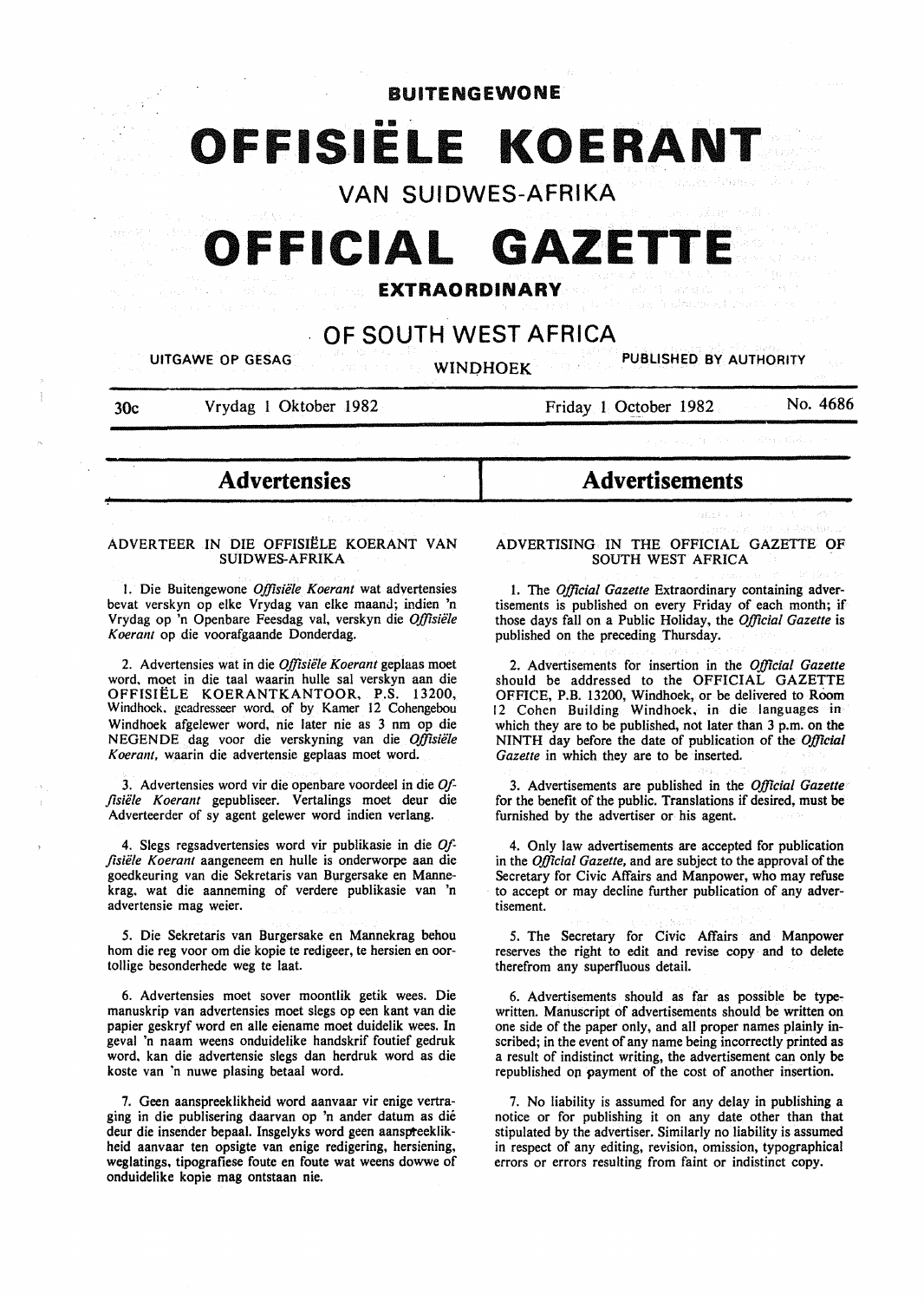**BUITENGEWONE**

# OFFISIËLE KOERANT

## VAN SUIDWES-AFRIKA

# OFFICIAL GAZETTE

**EXTRAORDINARY**

## OF SOUTH WEST AFRICA

UITGAWE OP GESAG — WINDHOEK — PUBLISHED BY AUTHORITY

30c — Vrydag 1 Oktober 1982 — Friday 1 October 1982 — No. 4686

# Advertensies

### ADVERTEER IN DIE OFFISIËLE KOERANT VAN SUIDWES-AFRIKA

1. Die Buitengewone *Offisiële Koerant* wat advertensies bevat verskyn op elke Vrydag van elke maand; indien 'n Vrydag op 'n Openbare Feesdag val, verskyn die *Offisiële Koerant* op die voorafgaande Donderdag.

2. Advertensies wat in die *Offisiële Koerant* geplaas moet word, moet in die taal waarin hulle sal verskyn aan die OFFISIËLE KOERANTKANTOOR, P.S. 13200, Windhoek, geadresseer word, of by Kamer 12 Cohengebou Windhoek afgelewer word, nie later nie as 3 nm op die NEGENDE dag voor die verskyning van die *Offisiële Koerant*, waarin die advertensie geplaas moet word.

3. Advertensies word vir die openbare voordeel in die *Offisiële Koerant* gepubliseer. Vertalings moet deur die Adverteerder of sy agent gelewer word indien verlang.

4. Slegs regsadvertensies word vir publikasie in die *Offisiële Koerant* aangeneem en hulle is onderworpe aan die goedkeuring van die Sekretaris van Burgersake en Mannekrag, wat die aanneming of verdere publikasie van 'n advertensie mag weier.

5. Die Sekretaris van Burgersake en Mannekrag behou hom die reg voor om die kopie te redigeer, te hersien en oortollige besonderhede weg te laat.

6. Advertensies moet sover moontlik getik wees. Die manuskrip van advertensies moet slegs op een kant van die papier geskryf word en alle eiename moet duidelik wees. In geval 'n naam weens onduidelike handskrif foutief gedruk word, kan die advertensie slegs dan herdruk word as die koste van 'n nuwe plasing betaal word.

7. Geen aanspreeklikheid word aanvaar vir enige vertraging in die publisering daarvan op 'n ander datum as dié deur die insender bepaal. Insgelyks word geen aanspreeklikheid aanvaar ten opsigte van enige redigering, hersiening, weglatings, tipografiese foute en foute wat weens dowwe of onduidelike kopie mag ontstaan nie.

# Advertisements

### ADVERTISING IN THE OFFICIAL GAZETTE OF SOUTH WEST AFRICA

1. The *Official Gazette* Extraordinary containing advertisements is published on every Friday of each month; if those days fall on a Public Holiday, the *Official Gazette* is published on the preceding Thursday.

2. Advertisements for insertion in the *Official Gazette* should be addressed to the OFFICIAL GAZETTE OFFICE, P.B. 13200, Windhoek, or be delivered to Room 12 Cohen Building Windhoek, in die languages in which they are to be published, not later than 3 p.m. on the NINTH day before the date of publication of the *Official Gazette* in which they are to be inserted.

3. Advertisements are published in the *Official Gazette* for the benefit of the public. Translations if desired, must be furnished by the advertiser or his agent.

4. Only law advertisements are accepted for publication in the *Official Gazette*, and are subject to the approval of the Secretary for Civic Affairs and Manpower, who may refuse to accept or may decline further publication of any advertisement.

5. The Secretary for Civic Affairs and Manpower reserves the right to edit and revise copy and to delete therefrom any superfluous detail.

6. Advertisements should as far as possible be typewritten. Manuscript of advertisements should be written on one side of the paper only, and all proper names plainly inscribed; in the event of any name being incorrectly printed as a result of indistinct writing, the advertisement can only be republished on payment of the cost of another insertion.

7. No liability is assumed for any delay in publishing a notice or for publishing it on any date other than that stipulated by the advertiser. Similarly no liability is assumed in respect of any editing, revision, omission, typographical errors or errors resulting from faint or indistinct copy.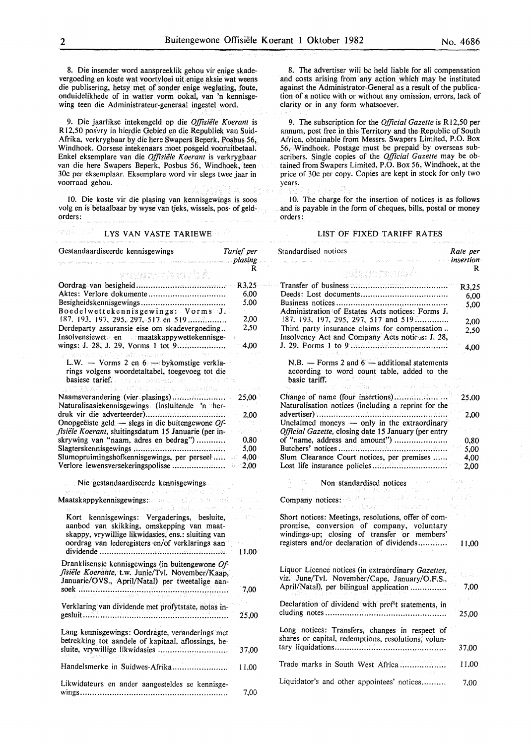8. Die insender word aanspreeklik gehou vir enige skadevergoeding en koste wat voortvloei uit enige aksie wat weens die publisering, hetsy met of sonder enige weglating, foute, onduidelikhede of in watter vorm ookal, van 'n kennisgewing teen die Administrateur-generaal ingestel word.

9. Die jaarlikse intekengeld op die *Offisiële Koerant* is R12,50 posvry in hierdie Gebied en die Republiek van Suid-Afrika, verkrygbaar by die here Swapers Beperk, Posbus 56, Windhoek. Oorsese intekenaars moet posgeld vooruitbetaal. Enkel eksemplare van die *Offisiële Koerant* is verkrygbaar van die here Swapers Beperk, Posbus 56, Windhoek, teen 30c per eksemplaar. Eksemplare word vir slegs twee jaar in voorraad gehou.

10. Die koste vir die plasing van kennisgewings is soos volg en is betaalbaar by wyse van tjeks, wissels, pos- of geldorders:

## LYS VAN VASTE TARIEWE

| Gestandaardiseerde kennisgewings | Tarief per plasing R |
|---|---|
| Oordrag van besigheid | R3,25 |
| Aktes: Verlore dokumente | 6,00 |
| Besigheidskennisgewings | 5,00 |
| Boedelwettekennisgewings: Vorms J. 187, 193, 197, 295, 297, 517 en 519 | 2,00 |
| Derdeparty assuransie eise om skadevergoeding | 2,50 |
| Insolvensiewet en maatskappywettekennisgewings: J. 28, J. 29, Vorms 1 tot 9 | 4,00 |
| L.W. — Vorms 2 en 6 — bykomstige verklarings volgens woordetaltabel, toegevoeg tot die basiese tarief. | |
| Naamsverandering (vier plasings) | 25,00 |
| Naturalisasiekennisgewings (insluitende 'n herdruk vir die adverteerder) | 2,00 |
| Onopgeëiste geld — slegs in die buitengewone *Offisiële Koerant*, sluitingsdatum 15 Januarie (per inskrywing van "naam, adres en bedrag") | 0,80 |
| Slagterskennisgewings | 5,00 |
| Slumopruimingshofkennisgewings, per perseel | 4,00 |
| Verlore lewensversekeringspolisse | 2,00 |

### Nie gestandaardiseerde kennisgewings

| Maatskappykennisgewings: | |
|---|---|
| Kort kennisgewings: Vergaderings, besluite, aanbod van skikking, omskepping van maatskappy, vrywillige likwidasies, ens.: sluiting van oordrag van lederegisters en/of verklarings aan dividende | 11,00 |
| Dranklisensie kennisgewings (in buitengewone *Offisiële Koerante*, t.w. Junie/Tvl. November/Kaap, Januarie/OVS., April/Natal) per tweetalige aansoek | 7,00 |
| Verklaring van dividende met profytstate, notas ingesluit | 25,00 |
| Lang kennisgewings: Oordragte, veranderings met betrekking tot aandele of kapitaal, aflossings, besluite, vrywillige likwidasies | 37,00 |
| Handelsmerke in Suidwes-Afrika | 11,00 |
| Likwidateurs en ander aangesteldes se kennisgewings | 7,00 |

8. The advertiser will be held liable for all compensation and costs arising from any action which may be instituted against the Administrator-General as a result of the publication of a notice with or without any omission, errors, lack of clarity or in any form whatsoever.

9. The subscription for the *Official Gazette* is R12,50 per annum, post free in this Territory and the Republic of South Africa, obtainable from Messrs. Swapers Limited, P.O. Box 56, Windhoek. Postage must be prepaid by overseas subscribers. Single copies of the *Official Gazette* may be obtained from Swapers Limited, P.O. Box 56, Windhoek, at the price of 30c per copy. Copies are kept in stock for only two years.

10. The charge for the insertion of notices is as follows and is payable in the form of cheques, bills, postal or money orders:

## LIST OF FIXED TARIFF RATES

| Standardised notices | Rate per insertion R |
|---|---|
| Transfer of business | R3,25 |
| Deeds: Lost documents | 6,00 |
| Business notices | 5,00 |
| Administration of Estates Acts notices: Forms J. 187, 193, 197, 295, 297, 517 and 519 | 2,00 |
| Third party insurance claims for compensation | 2,50 |
| Insolvency Act and Company Acts notices: J. 28, J. 29. Forms 1 to 9 | 4,00 |
| N.B. — Forms 2 and 6 — additional statements according to word count table, added to the basic tariff. | |
| Change of name (four insertions) | 25.00 |
| Naturalisation notices (including a reprint for the advertiser) | 2,00 |
| Unclaimed moneys — only in the extraordinary *Official Gazette*, closing date 15 January (per entry of "name, address and amount") | 0,80 |
| Butchers' notices | 5,00 |
| Slum Clearance Court notices, per premises | 4,00 |
| Lost life insurance policies | 2,00 |

### Non standardised notices

| Company notices: | |
|---|---|
| Short notices: Meetings, resolutions, offer of compromise, conversion of company, voluntary windings-up; closing of transfer or members' registers and/or declaration of dividends | 11,00 |
| Liquor Licence notices (in extraordinary *Gazettes*, viz. June/Tvl. November/Cape, January/O.F.S., April/Natal), per bilingual application | 7,00 |
| Declaration of dividend with profit statements, including notes | 25,00 |
| Long notices: Transfers, changes in respect of shares or capital, redemptions, resolutions, voluntary liquidations | 37,00 |
| Trade marks in South West Africa | 11,00 |
| Liquidator's and other appointees' notices | 7,00 |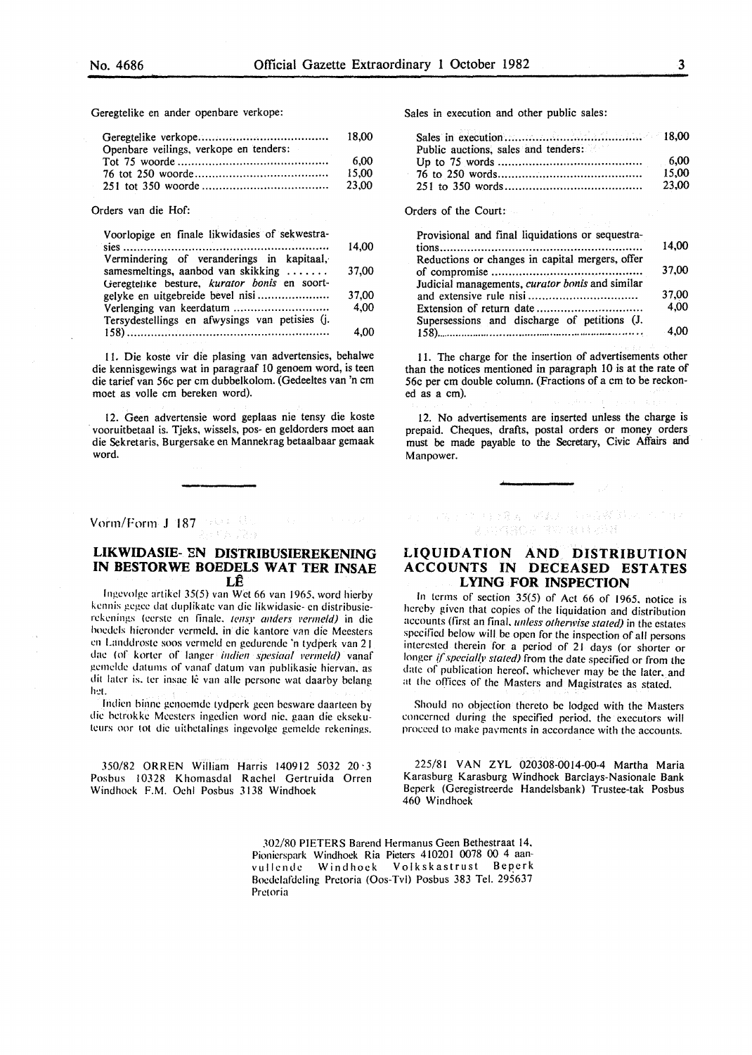Geregtelike en ander openbare verkope:

| | |
|---|---|
| Geregtelike verkope | 18,00 |
| Openbare veilings, verkope en tenders: | |
| Tot 75 woorde | 6,00 |
| 76 tot 250 woorde | 15,00 |
| 251 tot 350 woorde | 23,00 |

Orders van die Hof:

| | |
|---|---|
| Voorlopige en finale likwidasies of sekwestrasies | 14,00 |
| Vermindering of veranderings in kapitaal, samesmeltings, aanbod van skikking | 37,00 |
| Geregtelike besture, *kurator bonis* en soortgelyke en uitgebreide bevel nisi | 37,00 |
| Verlenging van keerdatum | 4,00 |
| Tersydestellings en afwysings van petisies (J. 158) | 4,00 |

11. Die koste vir die plasing van advertensies, behalwe die kennisgewings wat in paragraaf 10 genoem word, is teen die tarief van 56c per cm dubbelkolom. (Gedeeltes van 'n cm moet as volle cm bereken word).

12. Geen advertensie word geplaas nie tensy die koste vooruitbetaal is. Tjeks, wissels, pos- en geldorders moet aan die Sekretaris, Burgersake en Mannekrag betaalbaar gemaak word.

Sales in execution and other public sales:

| | |
|---|---|
| Sales in execution | 18,00 |
| Public auctions, sales and tenders: | |
| Up to 75 words | 6,00 |
| 76 to 250 words | 15,00 |
| 251 to 350 words | 23,00 |

Orders of the Court:

| | |
|---|---|
| Provisional and final liquidations or sequestrations | 14,00 |
| Reductions or changes in capital mergers, offer of compromise | 37,00 |
| Judicial managements, *curator bonis* and similar and extensive rule nisi | 37,00 |
| Extension of return date | 4,00 |
| Supersessions and discharge of petitions (J. 158) | 4,00 |

11. The charge for the insertion of advertisements other than the notices mentioned in paragraph 10 is at the rate of 56c per cm double column. (Fractions of a cm to be reckoned as a cm).

12. No advertisements are inserted unless the charge is prepaid. Cheques, drafts, postal orders or money orders must be made payable to the Secretary, Civic Affairs and Manpower.

Vorm/Form J 187

## LIKWIDASIE- EN DISTRIBUSIEREKENING IN BESTORWE BOEDELS WAT TER INSAE LÊ

Ingevolge artikel 35(5) van Wet 66 van 1965, word hierby kennis gegee dat duplikate van die likwidasie- en distribusierekenings (eerste en finale, *tensy anders vermeld*) in die boedels hieronder vermeld, in die kantore van die Meesters en Landdroste soos vermeld en gedurende 'n tydperk van 21 dae (of korter of langer *indien spesiaal vermeld*) vanaf gemelde datums of vanaf datum van publikasie hiervan, as dit later is, ter insae lê van alle persone wat daarby belang het.

Indien binne genoemde tydperk geen besware daarteen by die betrokke Meesters ingedien word nie, gaan die eksekuteurs oor tot die uitbetalings ingevolge gemelde rekenings.

## LIQUIDATION AND DISTRIBUTION ACCOUNTS IN DECEASED ESTATES LYING FOR INSPECTION

In terms of section 35(5) of Act 66 of 1965, notice is hereby given that copies of the liquidation and distribution accounts (first an final, *unless otherwise stated*) in the estates specified below will be open for the inspection of all persons interested therein for a period of 21 days (or shorter or longer *if specially stated*) from the date specified or from the date of publication hereof, whichever may be the later, and at the offices of the Masters and Magistrates as stated.

Should no objection thereto be lodged with the Masters concerned during the specified period, the executors will proceed to make payments in accordance with the accounts.

350/82 ORREN William Harris 140912 5032 20·3 Posbus 10328 Khomasdal Rachel Gertruida Orren Windhoek F.M. Oehl Posbus 3138 Windhoek

225/81 VAN ZYL 020308-0014-00-4 Martha Maria Karasburg Karasburg Windhoek Barclays-Nasionale Bank Beperk (Geregistreerde Handelsbank) Trustee-tak Posbus 460 Windhoek

302/80 PIETERS Barend Hermanus Geen Bethestraat 14, Pionierspark Windhoek Ria Pieters 410201 0078 00 4 aanvullende Windhoek Volkskastrust Beperk Boedelafdeling Pretoria (Oos-Tvl) Posbus 383 Tel. 295637 Pretoria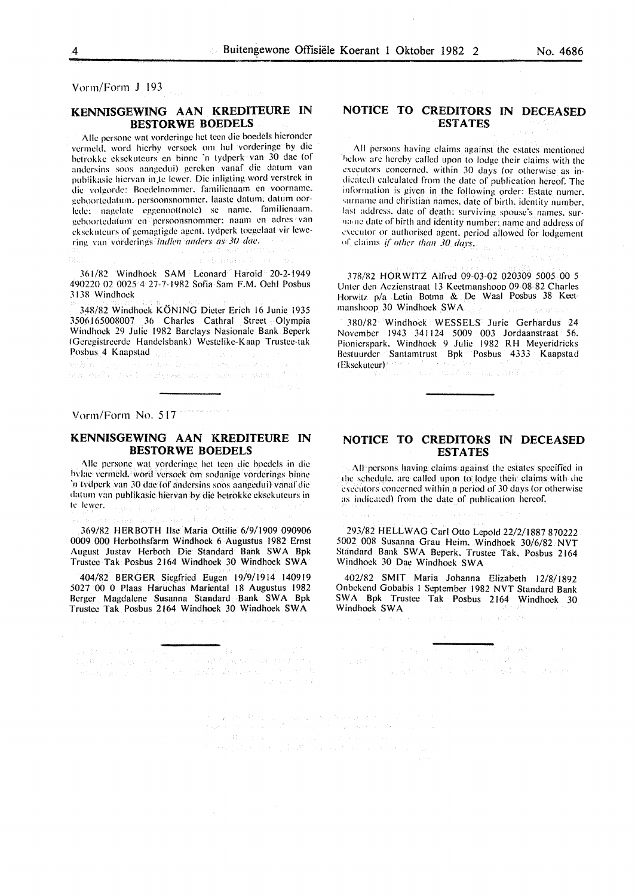Vorm/Form J 193

## KENNISGEWING AAN KREDITEURE IN BESTORWE BOEDELS

Alle persone wat vorderinge het teen die boedels hieronder vermeld, word hierby versoek om hul vorderinge by die betrokke eksekuteurs en binne 'n tydperk van 30 dae (of andersins soos aangedui) gereken vanaf die datum van publikasie hiervan in te lewer. Die inligting word verstrek in die volgorde: Boedelnommer, familienaam en voorname, geboortedatum, persoonsnommer, laaste datum, datum oorlede; nagelate eggenoot(note) se name, familienaam, geboortedatum en persoonsnommer; naam en adres van eksekuteurs of gemagtigde agent, tydperk toegelaat vir lewering van vorderings *indien anders as 30 dae*.

361/82 Windhoek SAM Leonard Harold 20-2-1949 490220 02 0025 4 27-7-1982 Sofia Sam F.M. Oehl Posbus 3138 Windhoek

348/82 Windhoek KÖNING Dieter Erich 16 Junie 1935 3506165008007 36 Charles Cathral Street Olympia Windhoek 29 Julie 1982 Barclays Nasionale Bank Beperk (Geregistreerde Handelsbank) Westelike-Kaap Trustee-tak Posbus 4 Kaapstad

## NOTICE TO CREDITORS IN DECEASED ESTATES

All persons having claims against the estates mentioned below are hereby called upon to lodge their claims with the executors concerned, within 30 days (or otherwise as indicated) calculated from the date of publication hereof. The information is given in the following order: Estate numer, surname and christian names, date of birth, identity number, last address, date of death; surviving spouse's names, surname date of birth and identity number; name and address of executor or authorised agent, period allowed for lodgement of claims *if other than 30 days*.

378/82 HORWITZ Alfred 09-03-02 020309 5005 00 5 Unter den Aczienstraat 13 Keetmanshoop 09-08-82 Charles Horwitz p/a Letin Botma & De Waal Posbus 38 Keetmanshoop 30 Windhoek SWA

380/82 Windhoek WESSELS Jurie Gerhardus 24 November 1943 341124 5009 003 Jordaanstraat 56, Pionierspark, Windhoek 9 Julie 1982 RH Meyeridricks Bestuurder Santamtrust Bpk Posbus 4333 Kaapstad (Eksekuteur)

---

Vorm/Form No. 517

## KENNISGEWING AAN KREDITEURE IN BESTORWE BOEDELS

Alle persone wat vorderinge het teen die boedels in die bylae vermeld, word versoek om sodanige vorderings binne 'n tydperk van 30 dae (of andersins soos aangedui) vanaf die datum van publikasie hiervan by die betrokke eksekuteurs in te lewer.

369/82 HERBOTH Ilse Maria Ottilie 6/9/1909 090906 0009 000 Herbothsfarm Windhoek 6 Augustus 1982 Ernst August Justav Herboth Die Standard Bank SWA Bpk Trustee Tak Posbus 2164 Windhoek 30 Windhoek SWA

404/82 BERGER Siegfried Eugen 19/9/1914 140919 5027 00 0 Plaas Haruchas Mariental 18 Augustus 1982 Berger Magdalene Susanna Standard Bank SWA Bpk Trustee Tak Posbus 2164 Windhoek 30 Windhoek SWA

## NOTICE TO CREDITORS IN DECEASED ESTATES

All persons having claims against the estates specified in the schedule, are called upon to lodge their claims with the executors concerned within a period of 30 days (or otherwise as indicated) from the date of publication hereof.

293/82 HELLWAG Carl Otto Lepold 22/2/1887 870222 5002 008 Susanna Grau Heim, Windhoek 30/6/82 NVT Standard Bank SWA Beperk, Trustee Tak, Posbus 2164 Windhoek 30 Dae Windhoek SWA

402/82 SMIT Maria Johanna Elizabeth 12/8/1892 Onbekend Gobabis 1 September 1982 NVT Standard Bank SWA Bpk Trustee Tak Posbus 2164 Windhoek 30 Windhoek SWA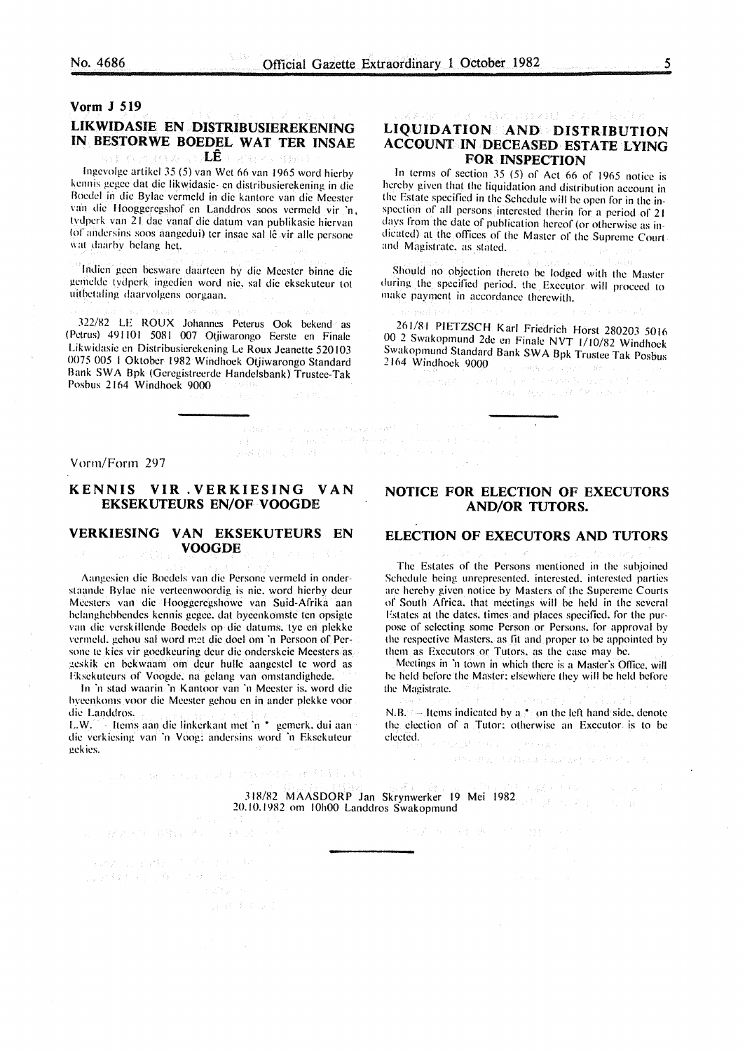**Vorm J 519**

## LIKWIDASIE EN DISTRIBUSIEREKENING IN BESTORWE BOEDEL WAT TER INSAE LÊ

Ingevolge artikel 35 (5) van Wet 66 van 1965 word hierby kennis gegee dat die likwidasie- en distribusierekening in die Boedel in die Bylae vermeld in die kantore van die Meester van die Hooggeregshof en Landdros soos vermeld vir 'n tydperk van 21 dae vanaf die datum van publikasie hiervan (of andersins soos aangedui) ter insae sal lê vir alle persone wat daarby belang het.

Indien geen besware daarteen by die Meester binne die gemelde tydperk ingedien word nie, sal die eksekuteur tot uitbetaling daarvolgens oorgaan.

322/82 LE ROUX Johannes Peterus Ook bekend as (Petrus) 491101 5081 007 Otjiwarongo Eerste en Finale Likwidasie en Distribusierekening Le Roux Jeanette 520103 0075 005 1 Oktober 1982 Windhoek Otjiwarongo Standard Bank SWA Bpk (Geregistreerde Handelsbank) Trustee-Tak Posbus 2164 Windhoek 9000

## LIQUIDATION AND DISTRIBUTION ACCOUNT IN DECEASED ESTATE LYING FOR INSPECTION

In terms of section 35 (5) of Act 66 of 1965 notice is hereby given that the liquidation and distribution account in the Estate specified in the Schedule will be open for in the inspection of all persons interested therin for a period of 21 days from the date of publication hereof (or otherwise as indicated) at the offices of the Master of the Supreme Court and Magistrate, as stated.

Should no objection thereto be lodged with the Master during the specified period, the Executor will proceed to make payment in accordance therewith.

261/81 PIETZSCH Karl Friedrich Horst 280203 5016 00 2 Swakopmund 2de en Finale NVT 1/10/82 Windhoek Swakopmund Standard Bank SWA Bpk Trustee Tak Posbus 2164 Windhoek 9000

---

Vorm/Form 297

## KENNIS VIR VERKIESING VAN EKSEKUTEURS EN/OF VOOGDE

## VERKIESING VAN EKSEKUTEURS EN VOOGDE

Aangesien die Boedels van die Persone vermeld in onderstaande Bylae nie verteenwoordig is nie, word hierby deur Meesters van die Hooggeregshowe van Suid-Afrika aan belanghebbendes kennis gegee, dat byeenkomste ten opsigte van die verskillende Boedels op die datums, tye en plekke vermeld, gehou sal word met die doel om 'n Persoon of Persone te kies vir goedkeuring deur die onderskeie Meesters as geskik en bekwaam om deur hulle aangestel te word as Eksekuteurs of Voogde, na gelang van omstandighede.

In 'n stad waarin 'n Kantoor van 'n Meester is, word die byeenkoms voor die Meester gehou en in ander plekke voor die Landdros.

L.W. — Items aan die linkerkant met 'n * gemerk, dui aan die verkiesing van 'n Voog; andersins word 'n Eksekuteur gekies.

## NOTICE FOR ELECTION OF EXECUTORS AND/OR TUTORS.

## ELECTION OF EXECUTORS AND TUTORS

The Estates of the Persons mentioned in the subjoined Schedule being unrepresented, interested, interested parties are hereby given notice by Masters of the Supereme Courts of South Africa, that meetings will be held in the several Estates at the dates, times and places specified, for the purpose of selecting some Person or Persons, for approval by the respective Masters, as fit and proper to be appointed by them as Executors or Tutors, as the case may be.

Meetings in 'n town in which there is a Master's Office, will be held before the Master; elsewhere they will be held before the Magistrate.

N.B. — Items indicated by a * on the left hand side, denote the election of a Tutor; otherwise an Executor is to be elected.

318/82 MAASDORP Jan Skrynwerker 19 Mei 1982 20.10.1982 om 10h00 Landdros Swakopmund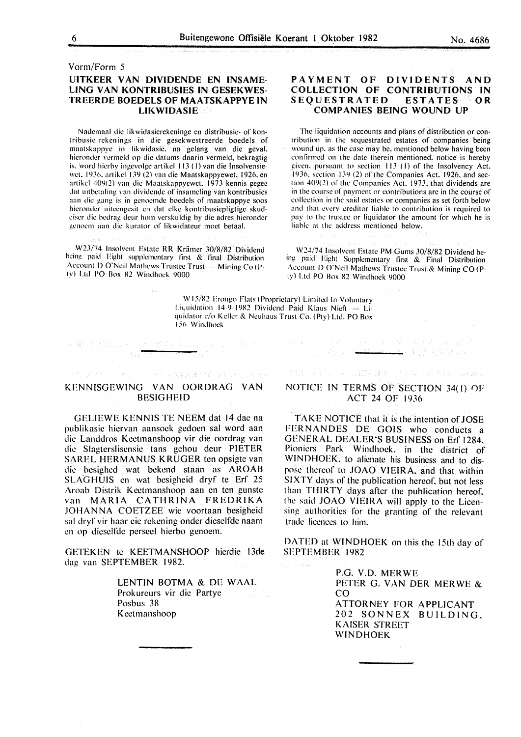Vorm/Form 5

## UITKEER VAN DIVIDENDE EN INSAMELING VAN KONTRIBUSIES IN GESEKWESTREERDE BOEDELS OF MAATSKAPPYE IN LIKWIDASIE

Nademaal die likwidasierekeninge en distribusie- of kontribusie rekenings in die gesekwestreerde boedels of maatskappye in likwidasie, na gelang van die geval, hieronder vermeld op die datums daarin vermeld, bekragtig is, word hierby ingevolge artikel 113 (1) van die Insolvensiewet, 1936, artikel 139 (2) van die Maatskappyewet, 1926, en artikel 409(2) van die Maatskappyewet, 1973 kennis gegee dat uitbetaling van dividende of insameling van kontribusies aan die gang is in genoemde boedels of maatskappye soos hieronder uiteengesit en dat elke kontribusiepligtige skuldeiser die bedrag deur hom verskuldig by die adres hieronder genoem aan die kurator of likwidateur moet betaal.

W23/74 Insolvent Estate RR Krämer 30/8/82 Dividend being paid Eight supplementary first & final Distribution Account D O'Neil Mathews Trustee Trust — Mining Co (Pty) Ltd PO Box 82 Windhoek 9000

## PAYMENT OF DIVIDENTS AND COLLECTION OF CONTRIBUTIONS IN SEQUESTRATED ESTATES OR COMPANIES BEING WOUND UP

The liquidation accounts and plans of distribution or contribution in the sequestrated estates of companies being wound up, as the case may be, mentioned below having been confirmed on the date therein mentioned, notice is hereby given, pursuant to section 113 (1) of the Insolvency Act, 1936, section 139 (2) of the Companies Act, 1926, and section 409(2) of the Companies Act, 1973, that dividends are in the course of payment or contributions are in the course of collection in the said estates or companies as set forth below and that every creditor liable to contribution is required to pay to the trustee or liquidator the amount for which he is liable at the address mentioned below.

W24/74 Insolvent Estate PM Gums 30/8/82 Dividend being paid Eight Supplementary first & Final Distribution Account D O'Neil Mathews Trustee Trust & Mining CO (Pty) Ltd PO Box 82 Windhoek 9000

W15/82 Erongo Flats (Proprietary) Limited In Voluntary Liquidation 14-9-1982 Dividend Paid Klaus Nieft — Liquidator c/o Keller & Neuhaus Trust Co. (Pty) Ltd. PO Box 156 Windhoek

---

## KENNISGEWING VAN OORDRAG VAN BESIGHEID

GELIEWE KENNIS TE NEEM dat 14 dae na publikasie hiervan aansoek gedoen sal word aan die Landdros Keetmanshoop vir die oordrag van die Slagterslisensie tans gehou deur PIETER SAREL HERMANUS KRUGER ten opsigte van die besigheid wat bekend staan as AROAB SLAGHUIS en wat besigheid dryf te Erf 25 Aroab Distrik Keetmanshoop aan en ten gunste van MARIA CATHRINA FREDRIKA JOHANNA COETZEE wie voortaan besigheid sal dryf vir haar eie rekening onder dieselfde naam en op dieselfde perseel hierbo genoem.

GETEKEN te KEETMANSHOOP hierdie 13de dag van SEPTEMBER 1982.

LENTIN BOTMA & DE WAAL
Prokureurs vir die Partye
Posbus 38
Keetmanshoop

---

## NOTICE IN TERMS OF SECTION 34(1) OF ACT 24 OF 1936

TAKE NOTICE that it is the intention of JOSE FERNANDES DE GOIS who conducts a GENERAL DEALER'S BUSINESS on Erf 1284, Pioniers Park Windhoek, in the district of WINDHOEK, to alienate his business and to dispose thereof to JOAO VIEIRA, and that within SIXTY days of the publication hereof, but not less than THIRTY days after the publication hereof, the said JOAO VIEIRA will apply to the Licensing authorities for the granting of the relevant trade licences to him.

DATED at WINDHOEK on this the 15th day of SEPTEMBER 1982

P.G. V.D. MERWE
PETER G. VAN DER MERWE & CO
ATTORNEY FOR APPLICANT
202 SONNEX BUILDING,
KAISER STREET
WINDHOEK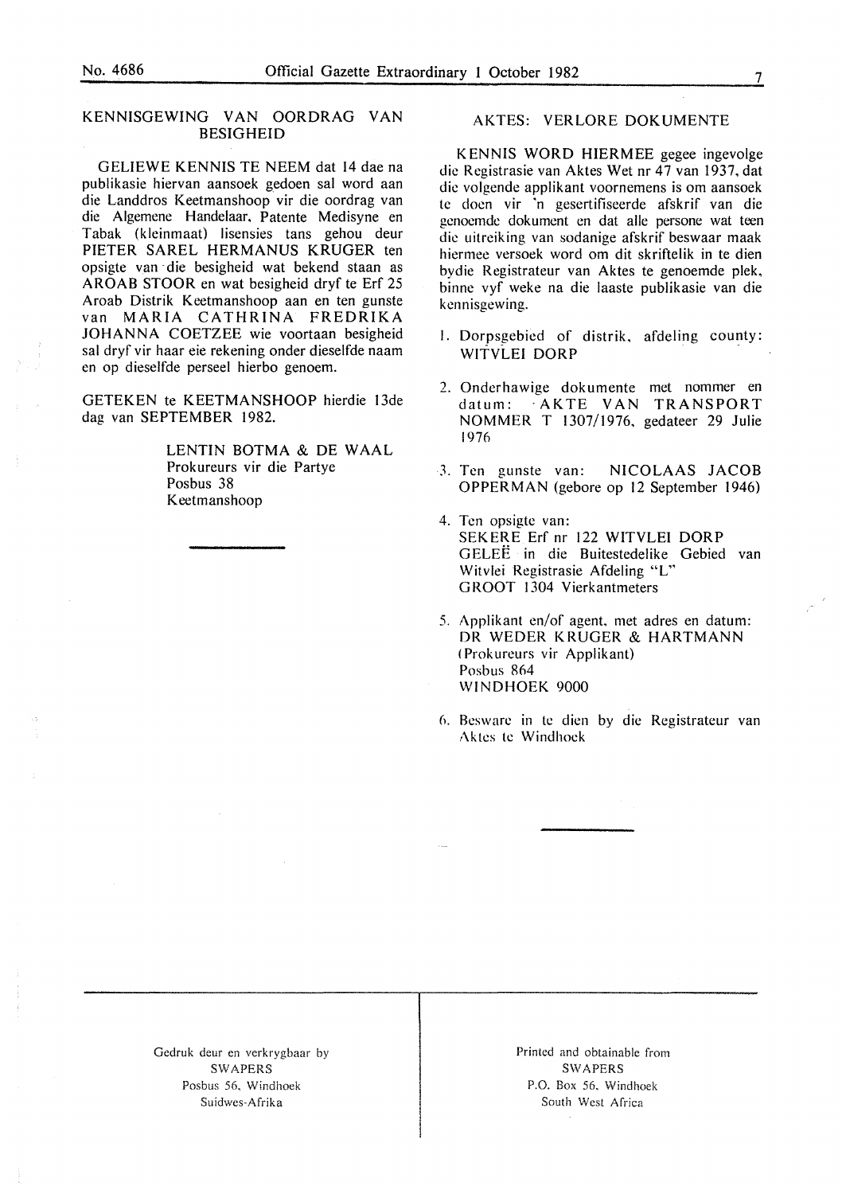## KENNISGEWING VAN OORDRAG VAN BESIGHEID

GELIEWE KENNIS TE NEEM dat 14 dae na publikasie hiervan aansoek gedoen sal word aan die Landdros Keetmanshoop vir die oordrag van die Algemene Handelaar, Patente Medisyne en Tabak (kleinmaat) lisensies tans gehou deur PIETER SAREL HERMANUS KRUGER ten opsigte van die besigheid wat bekend staan as AROAB STOOR en wat besigheid dryf te Erf 25 Aroab Distrik Keetmanshoop aan en ten gunste van MARIA CATHRINA FREDRIKA JOHANNA COETZEE wie voortaan besigheid sal dryf vir haar eie rekening onder dieselfde naam en op dieselfde perseel hierbo genoem.

GETEKEN te KEETMANSHOOP hierdie 13de dag van SEPTEMBER 1982.

LENTIN BOTMA & DE WAAL
Prokureurs vir die Partye
Posbus 38
Keetmanshoop

---

## AKTES: VERLORE DOKUMENTE

KENNIS WORD HIERMEE gegee ingevolge die Registrasie van Aktes Wet nr 47 van 1937, dat die volgende applikant voornemens is om aansoek te doen vir 'n gesertifiseerde afskrif van die genoemde dokument en dat alle persone wat teen die uitreiking van sodanige afskrif beswaar maak hiermee versoek word om dit skriftelik in te dien bydie Registrateur van Aktes te genoemde plek, binne vyf weke na die laaste publikasie van die kennisgewing.

1. Dorpsgebied of distrik, afdeling county: WITVLEI DORP
2. Onderhawige dokumente met nommer en datum: AKTE VAN TRANSPORT NOMMER T 1307/1976, gedateer 29 Julie 1976
3. Ten gunste van: NICOLAAS JACOB OPPERMAN (gebore op 12 September 1946)
4. Ten opsigte van:
   SEKERE Erf nr 122 WITVLEI DORP
   GELEË in die Buitestedelike Gebied van Witvlei Registrasie Afdeling "L"
   GROOT 1304 Vierkantmeters
5. Applikant en/of agent, met adres en datum:
   DR WEDER KRUGER & HARTMANN
   (Prokureurs vir Applikant)
   Posbus 864
   WINDHOEK 9000
6. Besware in te dien by die Registrateur van Aktes te Windhoek

---

Gedruk deur en verkrygbaar by
SWAPERS
Posbus 56, Windhoek
Suidwes-Afrika

Printed and obtainable from
SWAPERS
P.O. Box 56, Windhoek
South West Africa